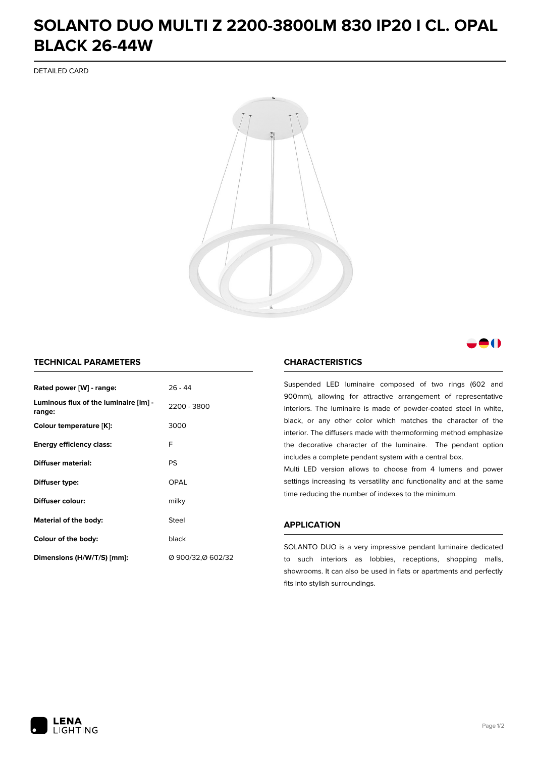# SOLANTO DUO MULTI Z 2200-3800LM 830 IP20 I CL. OPAL BLACK 26-44W

DETAILED CARD

## TECHNICAL PARAMETERS

| | |
|---|---|
| **Rated power [W] - range:** | 26 - 44 |
| **Luminous flux of the luminaire [lm] - range:** | 2200 - 3800 |
| **Colour temperature [K]:** | 3000 |
| **Energy efficiency class:** | F |
| **Diffuser material:** | PS |
| **Diffuser type:** | OPAL |
| **Diffuser colour:** | milky |
| **Material of the body:** | Steel |
| **Colour of the body:** | black |
| **Dimensions (H/W/T/S) [mm]:** | Ø 900/32,Ø 602/32 |

## CHARACTERISTICS

Suspended LED luminaire composed of two rings (602 and 900mm), allowing for attractive arrangement of representative interiors. The luminaire is made of powder-coated steel in white, black, or any other color which matches the character of the interior. The diffusers made with thermoforming method emphasize the decorative character of the luminaire. The pendant option includes a complete pendant system with a central box.

Multi LED version allows to choose from 4 lumens and power settings increasing its versatility and functionality and at the same time reducing the number of indexes to the minimum.

## APPLICATION

SOLANTO DUO is a very impressive pendant luminaire dedicated to such interiors as lobbies, receptions, shopping malls, showrooms. It can also be used in flats or apartments and perfectly fits into stylish surroundings.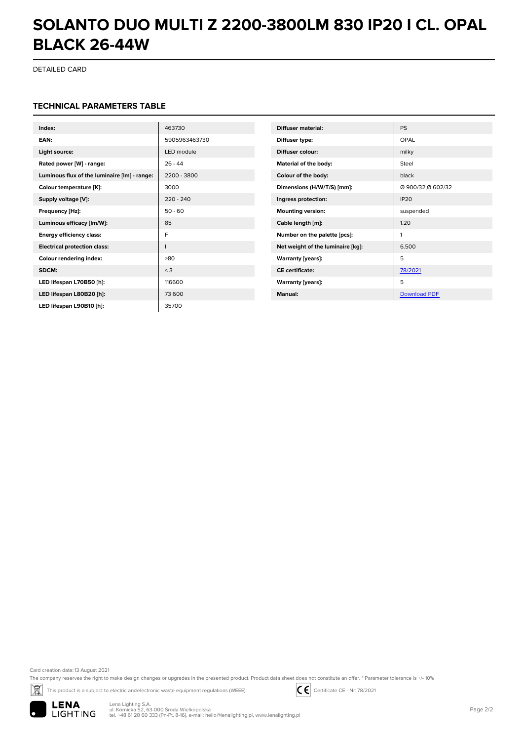# SOLANTO DUO MULTI Z 2200-3800LM 830 IP20 I CL. OPAL BLACK 26-44W

DETAILED CARD

### TECHNICAL PARAMETERS TABLE

| | |
|---|---|
| **Index:** | 463730 |
| **EAN:** | 5905963463730 |
| **Light source:** | LED module |
| **Rated power [W] - range:** | 26 - 44 |
| **Luminous flux of the luminaire [lm] - range:** | 2200 - 3800 |
| **Colour temperature [K]:** | 3000 |
| **Supply voltage [V]:** | 220 - 240 |
| **Frequency [Hz]:** | 50 - 60 |
| **Luminous efficacy [lm/W]:** | 85 |
| **Energy efficiency class:** | F |
| **Electrical protection class:** | I |
| **Colour rendering index:** | >80 |
| **SDCM:** | ≤ 3 |
| **LED lifespan L70B50 [h]:** | 116600 |
| **LED lifespan L80B20 [h]:** | 73 600 |
| **LED lifespan L90B10 [h]:** | 35700 |

| | |
|---|---|
| **Diffuser material:** | PS |
| **Diffuser type:** | OPAL |
| **Diffuser colour:** | milky |
| **Material of the body:** | Steel |
| **Colour of the body:** | black |
| **Dimensions (H/W/T/S) [mm]:** | Ø 900/32,Ø 602/32 |
| **Ingress protection:** | IP20 |
| **Mounting version:** | suspended |
| **Cable length [m]:** | 1.20 |
| **Number on the palette [pcs]:** | 1 |
| **Net weight of the luminaire [kg]:** | 6.500 |
| **Warranty [years]:** | 5 |
| **CE certificate:** | 78/2021 |
| **Warranty [years]:** | 5 |
| **Manual:** | Download PDF |

Card creation date: 13 August 2021

The company reserves the right to make design changes or upgrades in the presented product. Product data sheet does not constitute an offer. * Parameter tolerance is +/- 10%

This product is a subject to electric andelectronic waste equipment regulations (WEEE).

Certificate CE - Nr: 78/2021

Lena Lighting S.A.
ul. Kórnicka 52, 63-000 Środa Wielkopolska
tel. +48 61 28 60 333 (Pn-Pt, 8-16), e-mail: hello@lenalighting.pl, www.lenalighting.pl